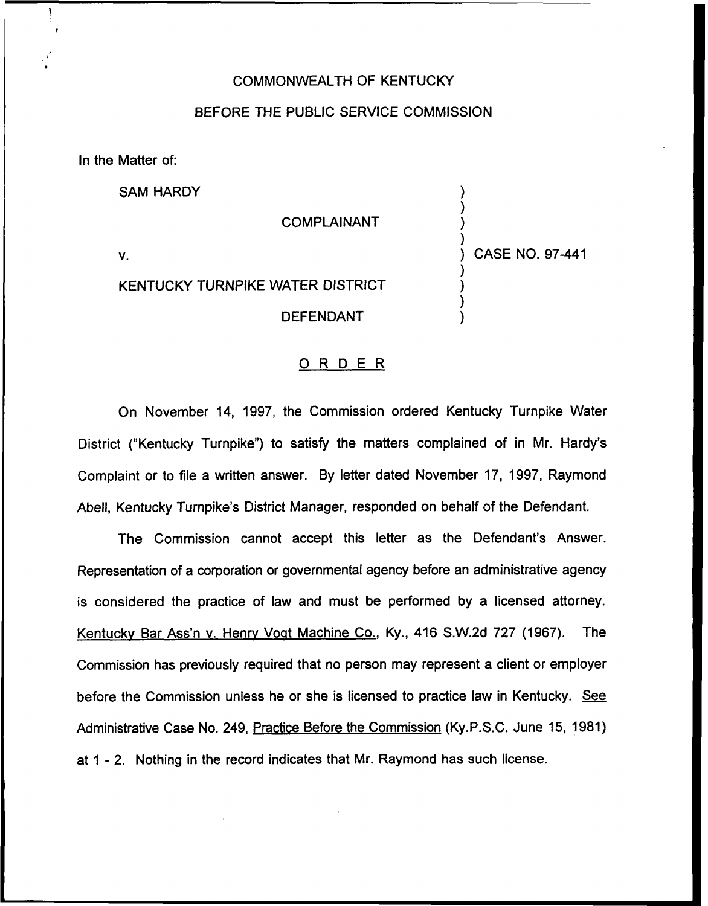COMMONWEALTH OF KENTUCKY

BEFORE THE PUBLIC SERVICE COMMISSION

In the Matter of:

| | | |
|---|---|---|
| SAM HARDY | ) | |
| COMPLAINANT | ) | |
| v. | ) | CASE NO. 97-441 |
| KENTUCKY TURNPIKE WATER DISTRICT | ) | |
| DEFENDANT | ) | |

ORDER

On November 14, 1997, the Commission ordered Kentucky Turnpike Water District ("Kentucky Turnpike") to satisfy the matters complained of in Mr. Hardy's Complaint or to file a written answer. By letter dated November 17, 1997, Raymond Abell, Kentucky Turnpike's District Manager, responded on behalf of the Defendant.

The Commission cannot accept this letter as the Defendant's Answer. Representation of a corporation or governmental agency before an administrative agency is considered the practice of law and must be performed by a licensed attorney. Kentucky Bar Ass'n v. Henry Vogt Machine Co., Ky., 416 S.W.2d 727 (1967). The Commission has previously required that no person may represent a client or employer before the Commission unless he or she is licensed to practice law in Kentucky. See Administrative Case No. 249, Practice Before the Commission (Ky.P.S.C. June 15, 1981) at 1 - 2. Nothing in the record indicates that Mr. Raymond has such license.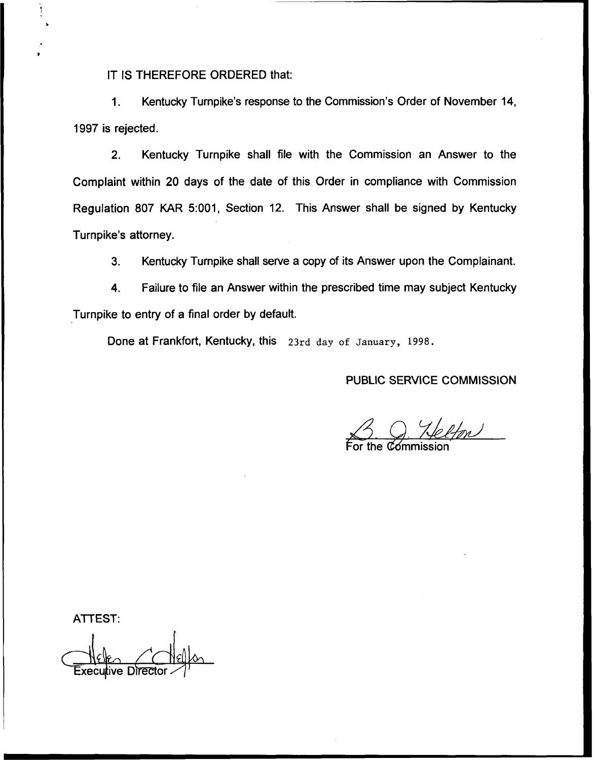IT IS THEREFORE ORDERED that:

1. Kentucky Turnpike's response to the Commission's Order of November 14, 1997 is rejected.

2. Kentucky Turnpike shall file with the Commission an Answer to the Complaint within 20 days of the date of this Order in compliance with Commission Regulation 807 KAR 5:001, Section 12. This Answer shall be signed by Kentucky Turnpike's attorney.

3. Kentucky Turnpike shall serve a copy of its Answer upon the Complainant.

4. Failure to file an Answer within the prescribed time may subject Kentucky Turnpike to entry of a final order by default.

Done at Frankfort, Kentucky, this 23rd day of January, 1998.

PUBLIC SERVICE COMMISSION

For the Commission

ATTEST:

Executive Director